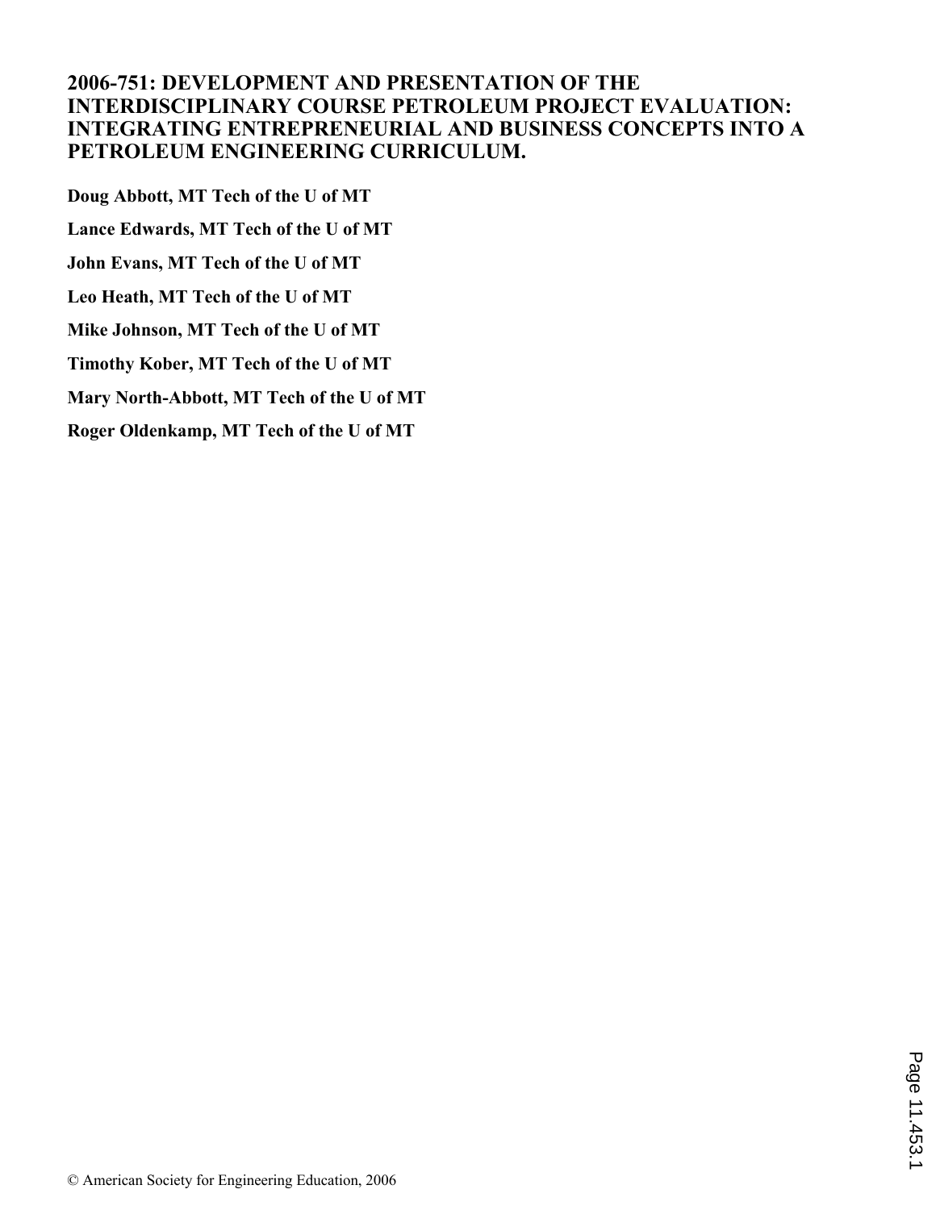# 2006-751: DEVELOPMENT AND PRESENTATION OF THE INTERDISCIPLINARY COURSE PETROLEUM PROJECT EVALUATION: INTEGRATING ENTREPRENEURIAL AND BUSINESS CONCEPTS INTO A PETROLEUM ENGINEERING CURRICULUM.

**Doug Abbott, MT Tech of the U of MT**

**Lance Edwards, MT Tech of the U of MT**

**John Evans, MT Tech of the U of MT**

**Leo Heath, MT Tech of the U of MT**

**Mike Johnson, MT Tech of the U of MT**

**Timothy Kober, MT Tech of the U of MT**

**Mary North-Abbott, MT Tech of the U of MT**

**Roger Oldenkamp, MT Tech of the U of MT**

© American Society for Engineering Education, 2006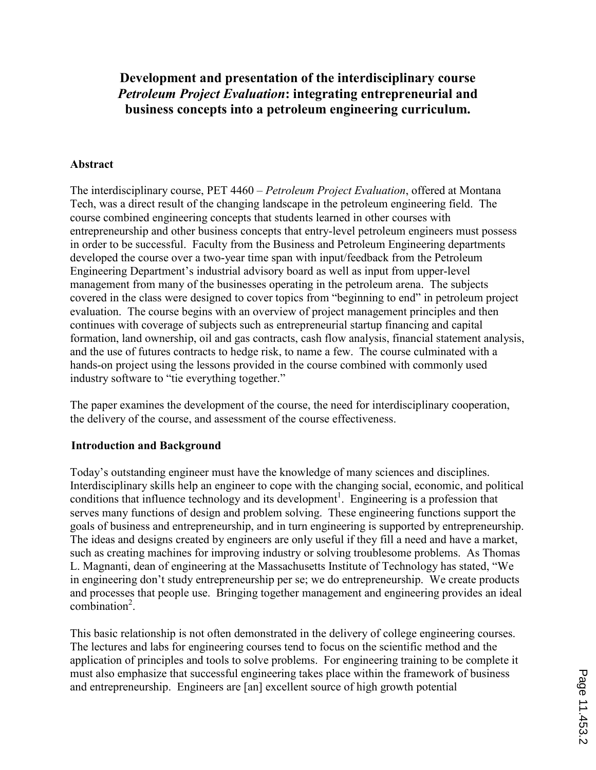# Development and presentation of the interdisciplinary course *Petroleum Project Evaluation*: integrating entrepreneurial and business concepts into a petroleum engineering curriculum.

## Abstract

The interdisciplinary course, PET 4460 – *Petroleum Project Evaluation*, offered at Montana Tech, was a direct result of the changing landscape in the petroleum engineering field. The course combined engineering concepts that students learned in other courses with entrepreneurship and other business concepts that entry-level petroleum engineers must possess in order to be successful. Faculty from the Business and Petroleum Engineering departments developed the course over a two-year time span with input/feedback from the Petroleum Engineering Department's industrial advisory board as well as input from upper-level management from many of the businesses operating in the petroleum arena. The subjects covered in the class were designed to cover topics from "beginning to end" in petroleum project evaluation. The course begins with an overview of project management principles and then continues with coverage of subjects such as entrepreneurial startup financing and capital formation, land ownership, oil and gas contracts, cash flow analysis, financial statement analysis, and the use of futures contracts to hedge risk, to name a few. The course culminated with a hands-on project using the lessons provided in the course combined with commonly used industry software to "tie everything together."

The paper examines the development of the course, the need for interdisciplinary cooperation, the delivery of the course, and assessment of the course effectiveness.

## Introduction and Background

Today's outstanding engineer must have the knowledge of many sciences and disciplines. Interdisciplinary skills help an engineer to cope with the changing social, economic, and political conditions that influence technology and its development[1]. Engineering is a profession that serves many functions of design and problem solving. These engineering functions support the goals of business and entrepreneurship, and in turn engineering is supported by entrepreneurship. The ideas and designs created by engineers are only useful if they fill a need and have a market, such as creating machines for improving industry or solving troublesome problems. As Thomas L. Magnanti, dean of engineering at the Massachusetts Institute of Technology has stated, "We in engineering don't study entrepreneurship per se; we do entrepreneurship. We create products and processes that people use. Bringing together management and engineering provides an ideal combination[2].

This basic relationship is not often demonstrated in the delivery of college engineering courses. The lectures and labs for engineering courses tend to focus on the scientific method and the application of principles and tools to solve problems. For engineering training to be complete it must also emphasize that successful engineering takes place within the framework of business and entrepreneurship. Engineers are [an] excellent source of high growth potential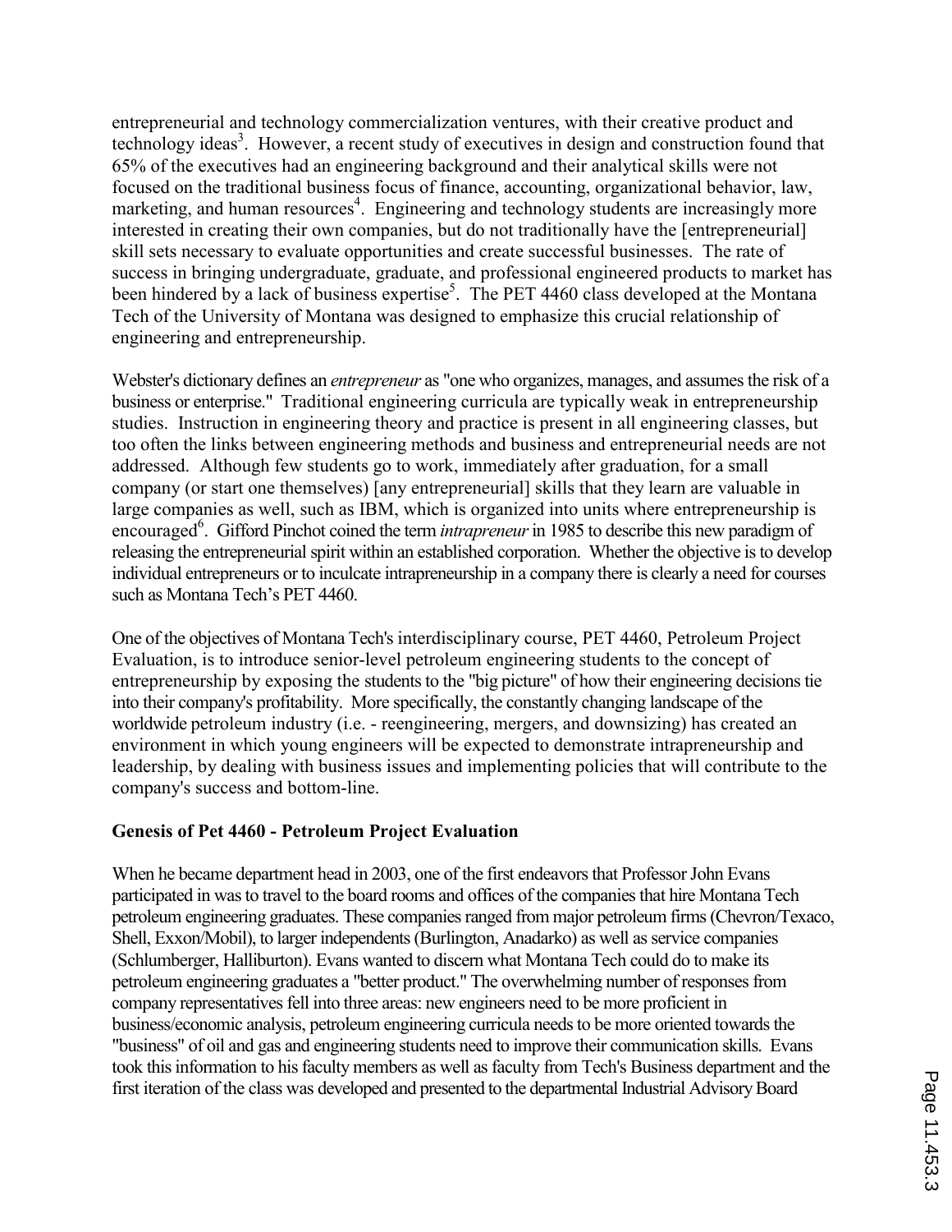entrepreneurial and technology commercialization ventures, with their creative product and technology ideas[3]. However, a recent study of executives in design and construction found that 65% of the executives had an engineering background and their analytical skills were not focused on the traditional business focus of finance, accounting, organizational behavior, law, marketing, and human resources[4]. Engineering and technology students are increasingly more interested in creating their own companies, but do not traditionally have the [entrepreneurial] skill sets necessary to evaluate opportunities and create successful businesses. The rate of success in bringing undergraduate, graduate, and professional engineered products to market has been hindered by a lack of business expertise[5]. The PET 4460 class developed at the Montana Tech of the University of Montana was designed to emphasize this crucial relationship of engineering and entrepreneurship.

Webster's dictionary defines an *entrepreneur* as "one who organizes, manages, and assumes the risk of a business or enterprise." Traditional engineering curricula are typically weak in entrepreneurship studies. Instruction in engineering theory and practice is present in all engineering classes, but too often the links between engineering methods and business and entrepreneurial needs are not addressed. Although few students go to work, immediately after graduation, for a small company (or start one themselves) [any entrepreneurial] skills that they learn are valuable in large companies as well, such as IBM, which is organized into units where entrepreneurship is encouraged[6]. Gifford Pinchot coined the term *intrapreneur* in 1985 to describe this new paradigm of releasing the entrepreneurial spirit within an established corporation. Whether the objective is to develop individual entrepreneurs or to inculcate intrapreneurship in a company there is clearly a need for courses such as Montana Tech's PET 4460.

One of the objectives of Montana Tech's interdisciplinary course, PET 4460, Petroleum Project Evaluation, is to introduce senior-level petroleum engineering students to the concept of entrepreneurship by exposing the students to the "big picture" of how their engineering decisions tie into their company's profitability. More specifically, the constantly changing landscape of the worldwide petroleum industry (i.e. - reengineering, mergers, and downsizing) has created an environment in which young engineers will be expected to demonstrate intrapreneurship and leadership, by dealing with business issues and implementing policies that will contribute to the company's success and bottom-line.

**Genesis of Pet 4460 - Petroleum Project Evaluation**

When he became department head in 2003, one of the first endeavors that Professor John Evans participated in was to travel to the board rooms and offices of the companies that hire Montana Tech petroleum engineering graduates. These companies ranged from major petroleum firms (Chevron/Texaco, Shell, Exxon/Mobil), to larger independents (Burlington, Anadarko) as well as service companies (Schlumberger, Halliburton). Evans wanted to discern what Montana Tech could do to make its petroleum engineering graduates a "better product." The overwhelming number of responses from company representatives fell into three areas: new engineers need to be more proficient in business/economic analysis, petroleum engineering curricula needs to be more oriented towards the "business" of oil and gas and engineering students need to improve their communication skills. Evans took this information to his faculty members as well as faculty from Tech's Business department and the first iteration of the class was developed and presented to the departmental Industrial Advisory Board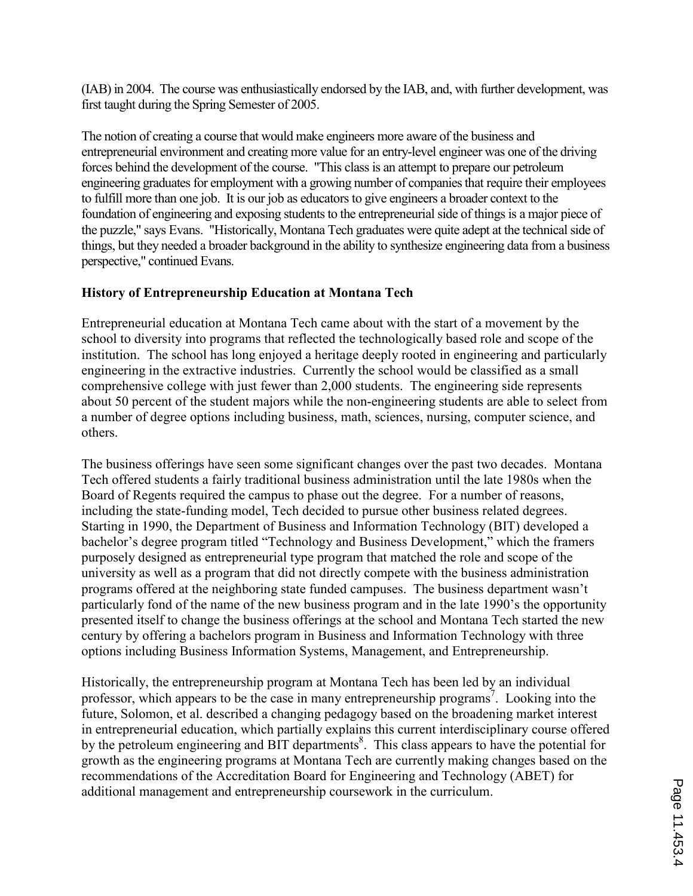(IAB) in 2004. The course was enthusiastically endorsed by the IAB, and, with further development, was first taught during the Spring Semester of 2005.

The notion of creating a course that would make engineers more aware of the business and entrepreneurial environment and creating more value for an entry-level engineer was one of the driving forces behind the development of the course. "This class is an attempt to prepare our petroleum engineering graduates for employment with a growing number of companies that require their employees to fulfill more than one job. It is our job as educators to give engineers a broader context to the foundation of engineering and exposing students to the entrepreneurial side of things is a major piece of the puzzle," says Evans. "Historically, Montana Tech graduates were quite adept at the technical side of things, but they needed a broader background in the ability to synthesize engineering data from a business perspective," continued Evans.

## History of Entrepreneurship Education at Montana Tech

Entrepreneurial education at Montana Tech came about with the start of a movement by the school to diversity into programs that reflected the technologically based role and scope of the institution. The school has long enjoyed a heritage deeply rooted in engineering and particularly engineering in the extractive industries. Currently the school would be classified as a small comprehensive college with just fewer than 2,000 students. The engineering side represents about 50 percent of the student majors while the non-engineering students are able to select from a number of degree options including business, math, sciences, nursing, computer science, and others.

The business offerings have seen some significant changes over the past two decades. Montana Tech offered students a fairly traditional business administration until the late 1980s when the Board of Regents required the campus to phase out the degree. For a number of reasons, including the state-funding model, Tech decided to pursue other business related degrees. Starting in 1990, the Department of Business and Information Technology (BIT) developed a bachelor's degree program titled "Technology and Business Development," which the framers purposely designed as entrepreneurial type program that matched the role and scope of the university as well as a program that did not directly compete with the business administration programs offered at the neighboring state funded campuses. The business department wasn't particularly fond of the name of the new business program and in the late 1990's the opportunity presented itself to change the business offerings at the school and Montana Tech started the new century by offering a bachelors program in Business and Information Technology with three options including Business Information Systems, Management, and Entrepreneurship.

Historically, the entrepreneurship program at Montana Tech has been led by an individual professor, which appears to be the case in many entrepreneurship programs[7]. Looking into the future, Solomon, et al. described a changing pedagogy based on the broadening market interest in entrepreneurial education, which partially explains this current interdisciplinary course offered by the petroleum engineering and BIT departments[8]. This class appears to have the potential for growth as the engineering programs at Montana Tech are currently making changes based on the recommendations of the Accreditation Board for Engineering and Technology (ABET) for additional management and entrepreneurship coursework in the curriculum.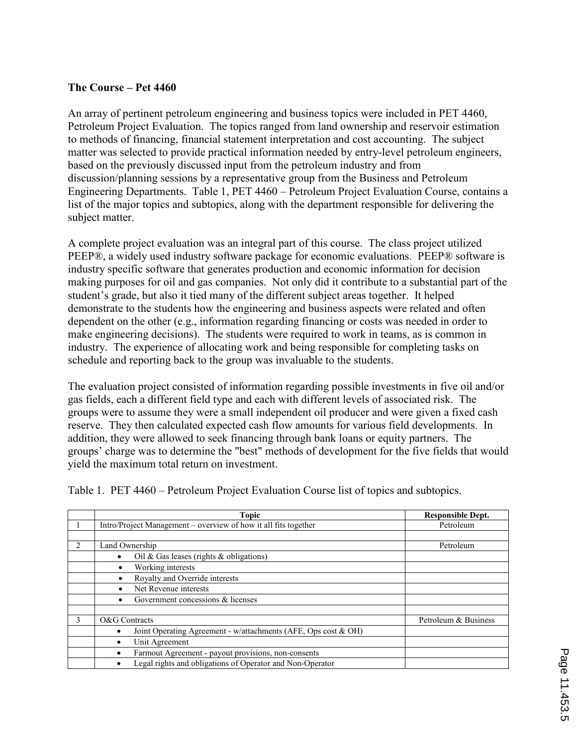**The Course – Pet 4460**

An array of pertinent petroleum engineering and business topics were included in PET 4460, Petroleum Project Evaluation. The topics ranged from land ownership and reservoir estimation to methods of financing, financial statement interpretation and cost accounting. The subject matter was selected to provide practical information needed by entry-level petroleum engineers, based on the previously discussed input from the petroleum industry and from discussion/planning sessions by a representative group from the Business and Petroleum Engineering Departments. Table 1, PET 4460 – Petroleum Project Evaluation Course, contains a list of the major topics and subtopics, along with the department responsible for delivering the subject matter.

A complete project evaluation was an integral part of this course. The class project utilized PEEP®, a widely used industry software package for economic evaluations. PEEP® software is industry specific software that generates production and economic information for decision making purposes for oil and gas companies. Not only did it contribute to a substantial part of the student's grade, but also it tied many of the different subject areas together. It helped demonstrate to the students how the engineering and business aspects were related and often dependent on the other (e.g., information regarding financing or costs was needed in order to make engineering decisions). The students were required to work in teams, as is common in industry. The experience of allocating work and being responsible for completing tasks on schedule and reporting back to the group was invaluable to the students.

The evaluation project consisted of information regarding possible investments in five oil and/or gas fields, each a different field type and each with different levels of associated risk. The groups were to assume they were a small independent oil producer and were given a fixed cash reserve. They then calculated expected cash flow amounts for various field developments. In addition, they were allowed to seek financing through bank loans or equity partners. The groups' charge was to determine the "best" methods of development for the five fields that would yield the maximum total return on investment.

Table 1. PET 4460 – Petroleum Project Evaluation Course list of topics and subtopics.

| | Topic | Responsible Dept. |
|---|---|---|
| 1 | Intro/Project Management – overview of how it all fits together | Petroleum |
| | | |
| 2 | Land Ownership | Petroleum |
| | • Oil & Gas leases (rights & obligations) | |
| | • Working interests | |
| | • Royalty and Override interests | |
| | • Net Revenue interests | |
| | • Government concessions & licenses | |
| | | |
| 3 | O&G Contracts | Petroleum & Business |
| | • Joint Operating Agreement - w/attachments (AFE, Ops cost & OH) | |
| | • Unit Agreement | |
| | • Farmout Agreement - payout provisions, non-consents | |
| | • Legal rights and obligations of Operator and Non-Operator | |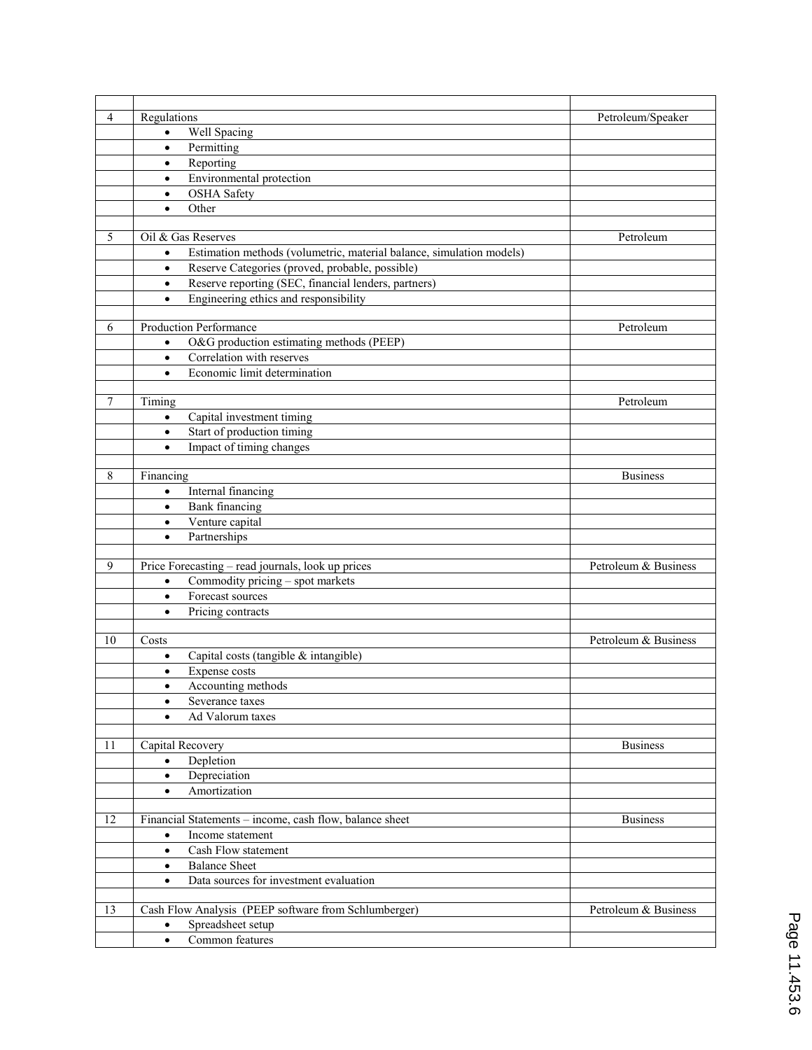| | | |
|---|---|---|
| 4 | Regulations | Petroleum/Speaker |
| | • Well Spacing | |
| | • Permitting | |
| | • Reporting | |
| | • Environmental protection | |
| | • OSHA Safety | |
| | • Other | |
| | | |
| 5 | Oil & Gas Reserves | Petroleum |
| | • Estimation methods (volumetric, material balance, simulation models) | |
| | • Reserve Categories (proved, probable, possible) | |
| | • Reserve reporting (SEC, financial lenders, partners) | |
| | • Engineering ethics and responsibility | |
| | | |
| 6 | Production Performance | Petroleum |
| | • O&G production estimating methods (PEEP) | |
| | • Correlation with reserves | |
| | • Economic limit determination | |
| | | |
| 7 | Timing | Petroleum |
| | • Capital investment timing | |
| | • Start of production timing | |
| | • Impact of timing changes | |
| | | |
| 8 | Financing | Business |
| | • Internal financing | |
| | • Bank financing | |
| | • Venture capital | |
| | • Partnerships | |
| | | |
| 9 | Price Forecasting – read journals, look up prices | Petroleum & Business |
| | • Commodity pricing – spot markets | |
| | • Forecast sources | |
| | • Pricing contracts | |
| | | |
| 10 | Costs | Petroleum & Business |
| | • Capital costs (tangible & intangible) | |
| | • Expense costs | |
| | • Accounting methods | |
| | • Severance taxes | |
| | • Ad Valorum taxes | |
| | | |
| 11 | Capital Recovery | Business |
| | • Depletion | |
| | • Depreciation | |
| | • Amortization | |
| | | |
| 12 | Financial Statements – income, cash flow, balance sheet | Business |
| | • Income statement | |
| | • Cash Flow statement | |
| | • Balance Sheet | |
| | • Data sources for investment evaluation | |
| | | |
| 13 | Cash Flow Analysis (PEEP software from Schlumberger) | Petroleum & Business |
| | • Spreadsheet setup | |
| | • Common features | |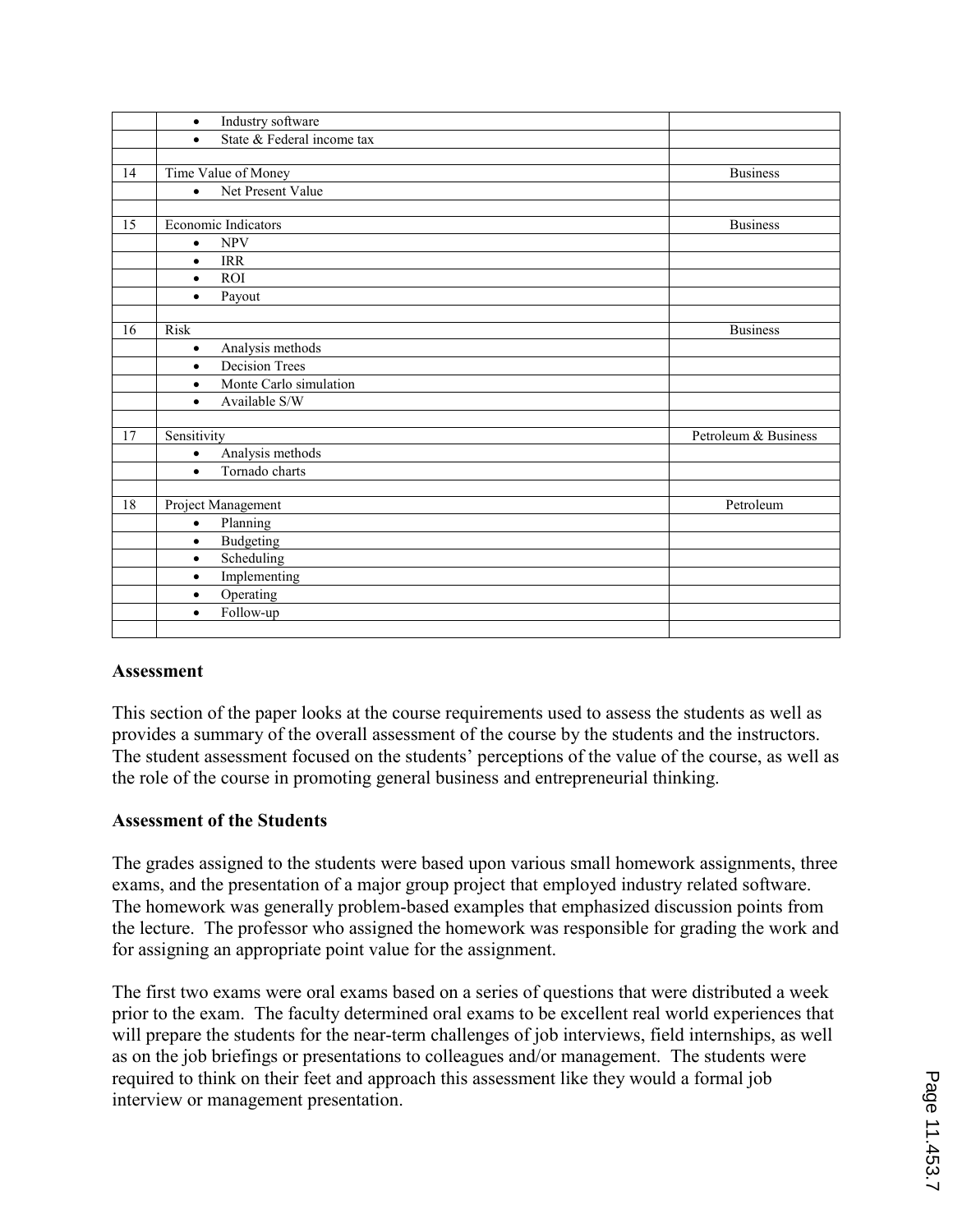| | | |
|---|---|---|
| | • Industry software | |
| | • State & Federal income tax | |
| | | |
| 14 | Time Value of Money | Business |
| | • Net Present Value | |
| | | |
| 15 | Economic Indicators | Business |
| | • NPV | |
| | • IRR | |
| | • ROI | |
| | • Payout | |
| | | |
| 16 | Risk | Business |
| | • Analysis methods | |
| | • Decision Trees | |
| | • Monte Carlo simulation | |
| | • Available S/W | |
| | | |
| 17 | Sensitivity | Petroleum & Business |
| | • Analysis methods | |
| | • Tornado charts | |
| | | |
| 18 | Project Management | Petroleum |
| | • Planning | |
| | • Budgeting | |
| | • Scheduling | |
| | • Implementing | |
| | • Operating | |
| | • Follow-up | |
| | | |

## Assessment

This section of the paper looks at the course requirements used to assess the students as well as provides a summary of the overall assessment of the course by the students and the instructors. The student assessment focused on the students' perceptions of the value of the course, as well as the role of the course in promoting general business and entrepreneurial thinking.

## Assessment of the Students

The grades assigned to the students were based upon various small homework assignments, three exams, and the presentation of a major group project that employed industry related software. The homework was generally problem-based examples that emphasized discussion points from the lecture. The professor who assigned the homework was responsible for grading the work and for assigning an appropriate point value for the assignment.

The first two exams were oral exams based on a series of questions that were distributed a week prior to the exam. The faculty determined oral exams to be excellent real world experiences that will prepare the students for the near-term challenges of job interviews, field internships, as well as on the job briefings or presentations to colleagues and/or management. The students were required to think on their feet and approach this assessment like they would a formal job interview or management presentation.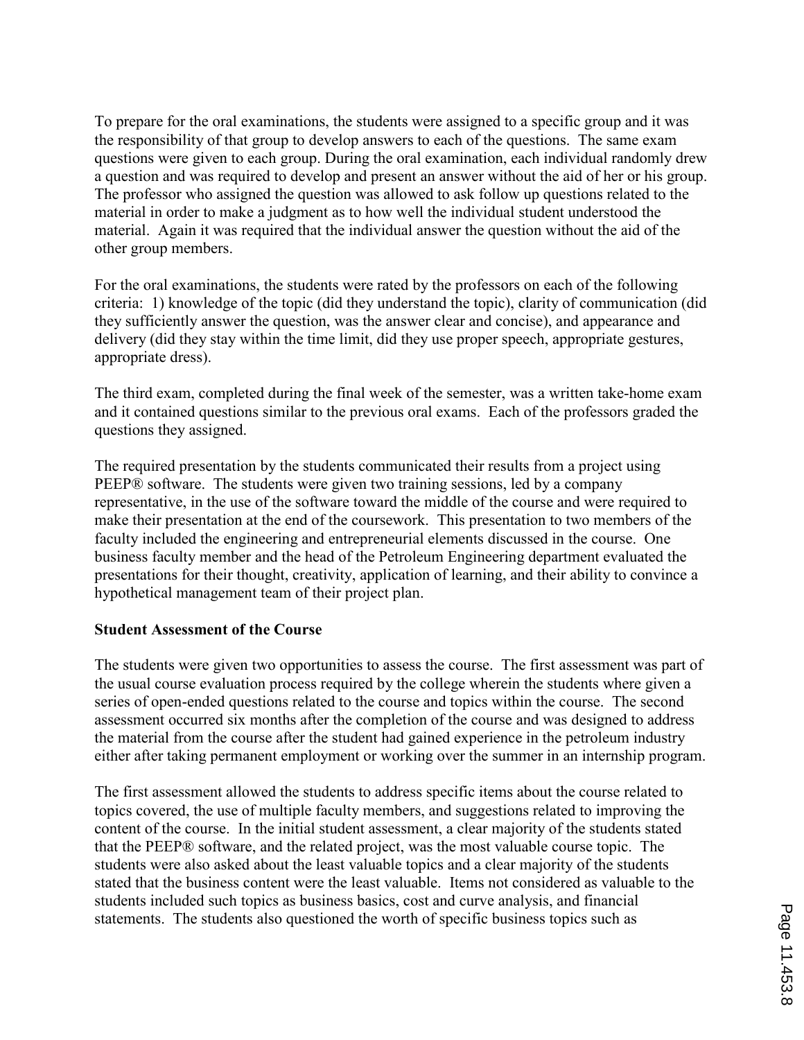To prepare for the oral examinations, the students were assigned to a specific group and it was the responsibility of that group to develop answers to each of the questions. The same exam questions were given to each group. During the oral examination, each individual randomly drew a question and was required to develop and present an answer without the aid of her or his group. The professor who assigned the question was allowed to ask follow up questions related to the material in order to make a judgment as to how well the individual student understood the material. Again it was required that the individual answer the question without the aid of the other group members.

For the oral examinations, the students were rated by the professors on each of the following criteria: 1) knowledge of the topic (did they understand the topic), clarity of communication (did they sufficiently answer the question, was the answer clear and concise), and appearance and delivery (did they stay within the time limit, did they use proper speech, appropriate gestures, appropriate dress).

The third exam, completed during the final week of the semester, was a written take-home exam and it contained questions similar to the previous oral exams. Each of the professors graded the questions they assigned.

The required presentation by the students communicated their results from a project using PEEP® software. The students were given two training sessions, led by a company representative, in the use of the software toward the middle of the course and were required to make their presentation at the end of the coursework. This presentation to two members of the faculty included the engineering and entrepreneurial elements discussed in the course. One business faculty member and the head of the Petroleum Engineering department evaluated the presentations for their thought, creativity, application of learning, and their ability to convince a hypothetical management team of their project plan.

**Student Assessment of the Course**

The students were given two opportunities to assess the course. The first assessment was part of the usual course evaluation process required by the college wherein the students where given a series of open-ended questions related to the course and topics within the course. The second assessment occurred six months after the completion of the course and was designed to address the material from the course after the student had gained experience in the petroleum industry either after taking permanent employment or working over the summer in an internship program.

The first assessment allowed the students to address specific items about the course related to topics covered, the use of multiple faculty members, and suggestions related to improving the content of the course. In the initial student assessment, a clear majority of the students stated that the PEEP® software, and the related project, was the most valuable course topic. The students were also asked about the least valuable topics and a clear majority of the students stated that the business content were the least valuable. Items not considered as valuable to the students included such topics as business basics, cost and curve analysis, and financial statements. The students also questioned the worth of specific business topics such as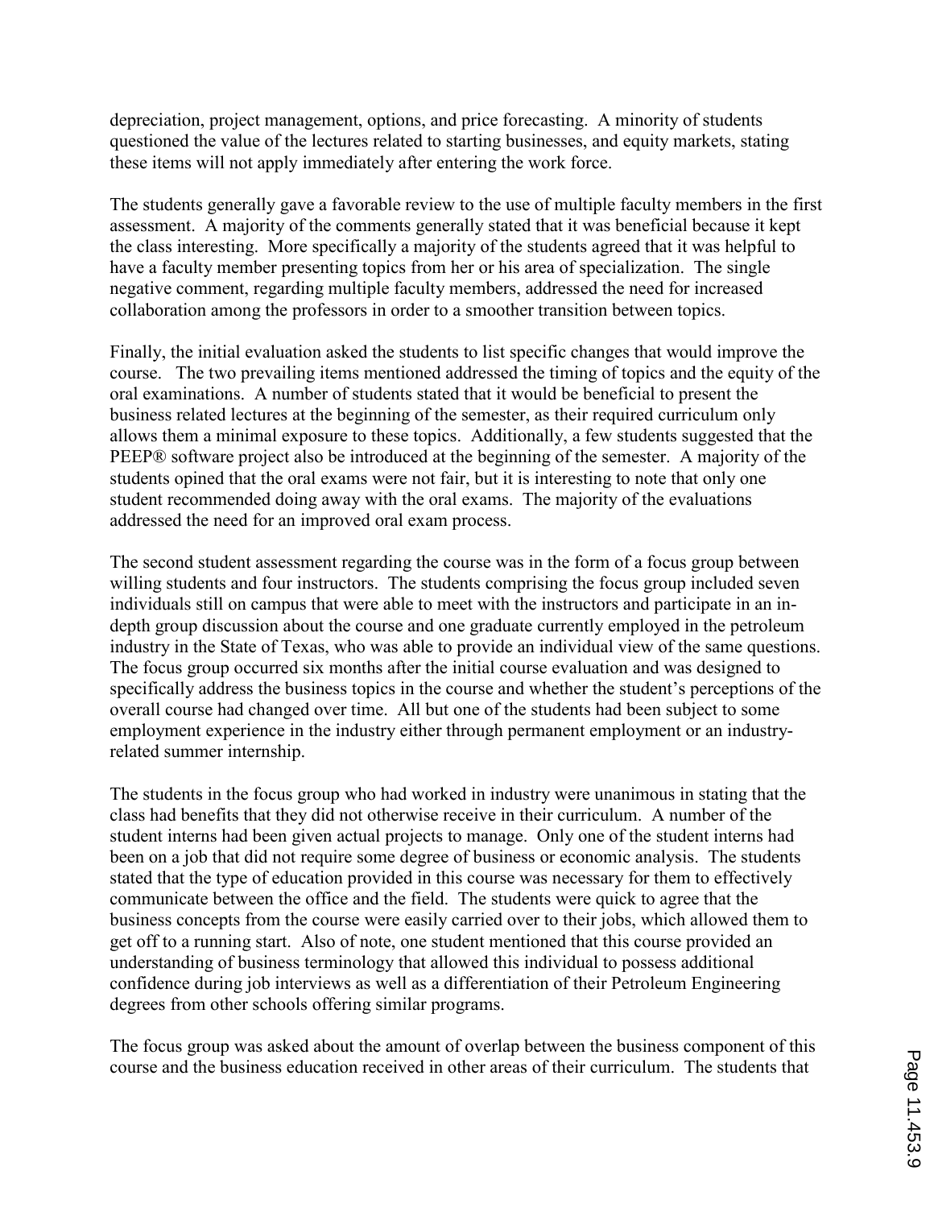depreciation, project management, options, and price forecasting. A minority of students questioned the value of the lectures related to starting businesses, and equity markets, stating these items will not apply immediately after entering the work force.

The students generally gave a favorable review to the use of multiple faculty members in the first assessment. A majority of the comments generally stated that it was beneficial because it kept the class interesting. More specifically a majority of the students agreed that it was helpful to have a faculty member presenting topics from her or his area of specialization. The single negative comment, regarding multiple faculty members, addressed the need for increased collaboration among the professors in order to a smoother transition between topics.

Finally, the initial evaluation asked the students to list specific changes that would improve the course. The two prevailing items mentioned addressed the timing of topics and the equity of the oral examinations. A number of students stated that it would be beneficial to present the business related lectures at the beginning of the semester, as their required curriculum only allows them a minimal exposure to these topics. Additionally, a few students suggested that the PEEP® software project also be introduced at the beginning of the semester. A majority of the students opined that the oral exams were not fair, but it is interesting to note that only one student recommended doing away with the oral exams. The majority of the evaluations addressed the need for an improved oral exam process.

The second student assessment regarding the course was in the form of a focus group between willing students and four instructors. The students comprising the focus group included seven individuals still on campus that were able to meet with the instructors and participate in an in-depth group discussion about the course and one graduate currently employed in the petroleum industry in the State of Texas, who was able to provide an individual view of the same questions. The focus group occurred six months after the initial course evaluation and was designed to specifically address the business topics in the course and whether the student's perceptions of the overall course had changed over time. All but one of the students had been subject to some employment experience in the industry either through permanent employment or an industry-related summer internship.

The students in the focus group who had worked in industry were unanimous in stating that the class had benefits that they did not otherwise receive in their curriculum. A number of the student interns had been given actual projects to manage. Only one of the student interns had been on a job that did not require some degree of business or economic analysis. The students stated that the type of education provided in this course was necessary for them to effectively communicate between the office and the field. The students were quick to agree that the business concepts from the course were easily carried over to their jobs, which allowed them to get off to a running start. Also of note, one student mentioned that this course provided an understanding of business terminology that allowed this individual to possess additional confidence during job interviews as well as a differentiation of their Petroleum Engineering degrees from other schools offering similar programs.

The focus group was asked about the amount of overlap between the business component of this course and the business education received in other areas of their curriculum. The students that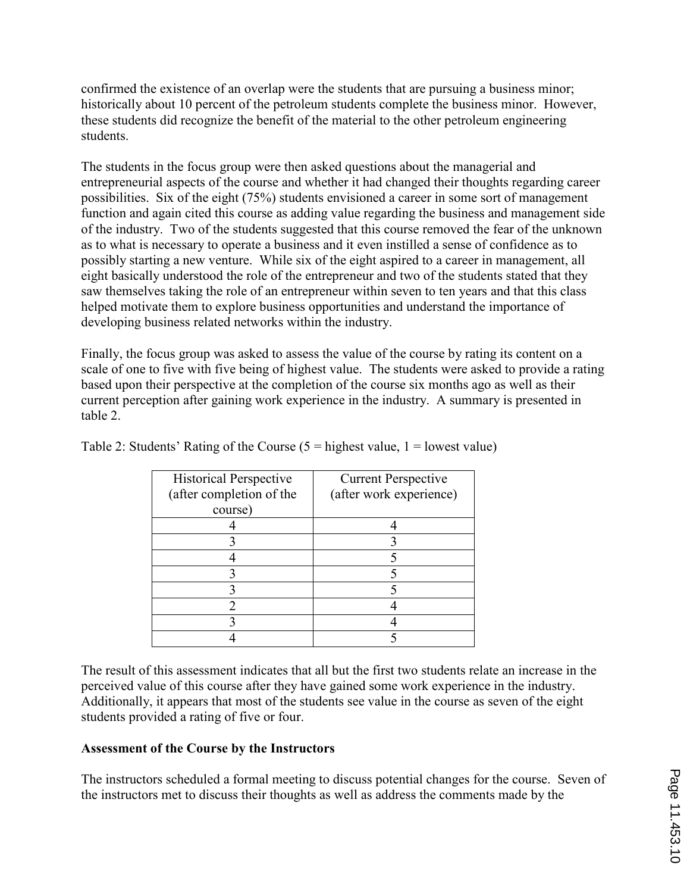confirmed the existence of an overlap were the students that are pursuing a business minor; historically about 10 percent of the petroleum students complete the business minor. However, these students did recognize the benefit of the material to the other petroleum engineering students.

The students in the focus group were then asked questions about the managerial and entrepreneurial aspects of the course and whether it had changed their thoughts regarding career possibilities. Six of the eight (75%) students envisioned a career in some sort of management function and again cited this course as adding value regarding the business and management side of the industry. Two of the students suggested that this course removed the fear of the unknown as to what is necessary to operate a business and it even instilled a sense of confidence as to possibly starting a new venture. While six of the eight aspired to a career in management, all eight basically understood the role of the entrepreneur and two of the students stated that they saw themselves taking the role of an entrepreneur within seven to ten years and that this class helped motivate them to explore business opportunities and understand the importance of developing business related networks within the industry.

Finally, the focus group was asked to assess the value of the course by rating its content on a scale of one to five with five being of highest value. The students were asked to provide a rating based upon their perspective at the completion of the course six months ago as well as their current perception after gaining work experience in the industry. A summary is presented in table 2.

Table 2: Students' Rating of the Course (5 = highest value, 1 = lowest value)

| Historical Perspective (after completion of the course) | Current Perspective (after work experience) |
| --- | --- |
| 4 | 4 |
| 3 | 3 |
| 4 | 5 |
| 3 | 5 |
| 3 | 5 |
| 2 | 4 |
| 3 | 4 |
| 4 | 5 |

The result of this assessment indicates that all but the first two students relate an increase in the perceived value of this course after they have gained some work experience in the industry. Additionally, it appears that most of the students see value in the course as seven of the eight students provided a rating of five or four.

**Assessment of the Course by the Instructors**

The instructors scheduled a formal meeting to discuss potential changes for the course. Seven of the instructors met to discuss their thoughts as well as address the comments made by the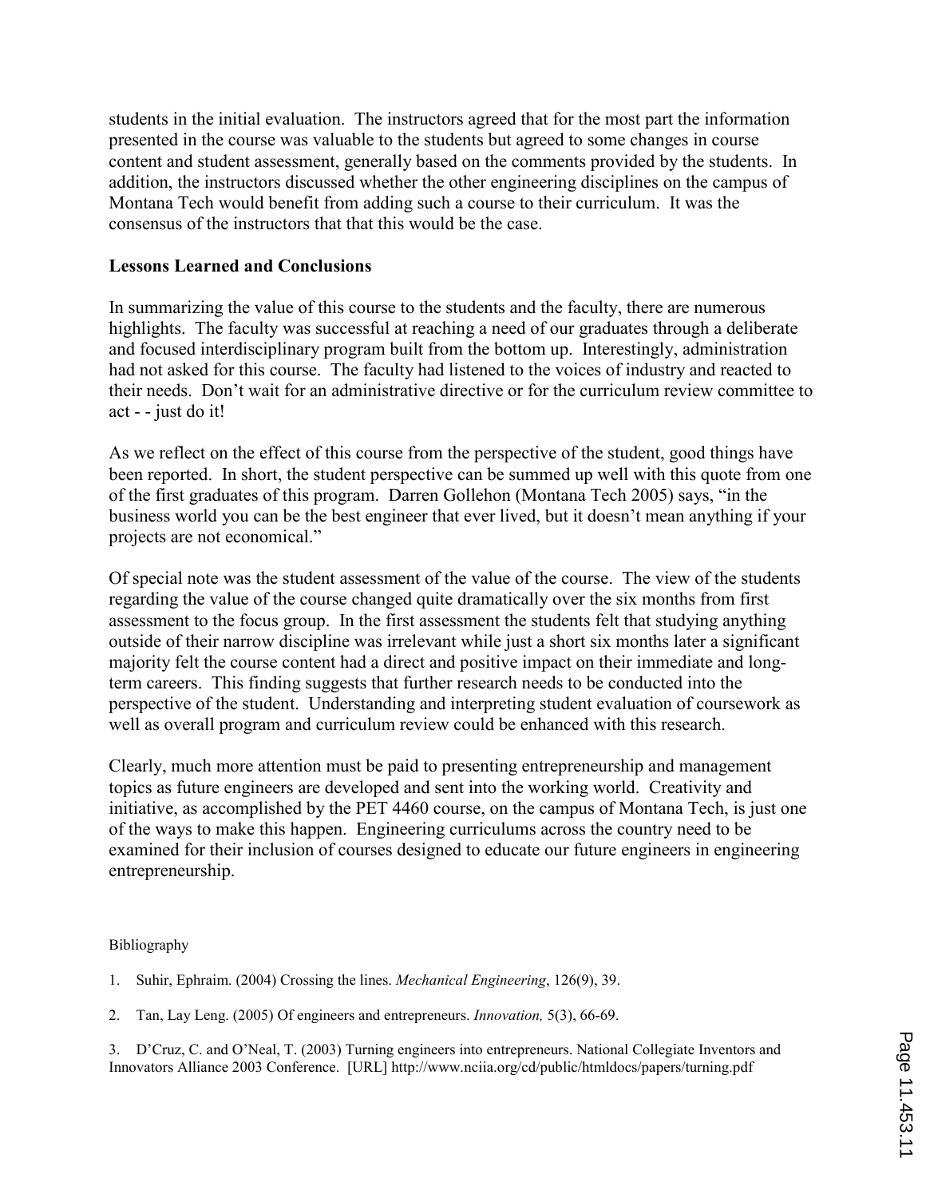students in the initial evaluation. The instructors agreed that for the most part the information presented in the course was valuable to the students but agreed to some changes in course content and student assessment, generally based on the comments provided by the students. In addition, the instructors discussed whether the other engineering disciplines on the campus of Montana Tech would benefit from adding such a course to their curriculum. It was the consensus of the instructors that that this would be the case.

## Lessons Learned and Conclusions

In summarizing the value of this course to the students and the faculty, there are numerous highlights. The faculty was successful at reaching a need of our graduates through a deliberate and focused interdisciplinary program built from the bottom up. Interestingly, administration had not asked for this course. The faculty had listened to the voices of industry and reacted to their needs. Don't wait for an administrative directive or for the curriculum review committee to act - - just do it!

As we reflect on the effect of this course from the perspective of the student, good things have been reported. In short, the student perspective can be summed up well with this quote from one of the first graduates of this program. Darren Gollehon (Montana Tech 2005) says, "in the business world you can be the best engineer that ever lived, but it doesn't mean anything if your projects are not economical."

Of special note was the student assessment of the value of the course. The view of the students regarding the value of the course changed quite dramatically over the six months from first assessment to the focus group. In the first assessment the students felt that studying anything outside of their narrow discipline was irrelevant while just a short six months later a significant majority felt the course content had a direct and positive impact on their immediate and long-term careers. This finding suggests that further research needs to be conducted into the perspective of the student. Understanding and interpreting student evaluation of coursework as well as overall program and curriculum review could be enhanced with this research.

Clearly, much more attention must be paid to presenting entrepreneurship and management topics as future engineers are developed and sent into the working world. Creativity and initiative, as accomplished by the PET 4460 course, on the campus of Montana Tech, is just one of the ways to make this happen. Engineering curriculums across the country need to be examined for their inclusion of courses designed to educate our future engineers in engineering entrepreneurship.

Bibliography

1. Suhir, Ephraim. (2004) Crossing the lines. *Mechanical Engineering*, 126(9), 39.

2. Tan, Lay Leng. (2005) Of engineers and entrepreneurs. *Innovation,* 5(3), 66-69.

3. D'Cruz, C. and O'Neal, T. (2003) Turning engineers into entrepreneurs. National Collegiate Inventors and Innovators Alliance 2003 Conference. [URL] http://www.nciia.org/cd/public/htmldocs/papers/turning.pdf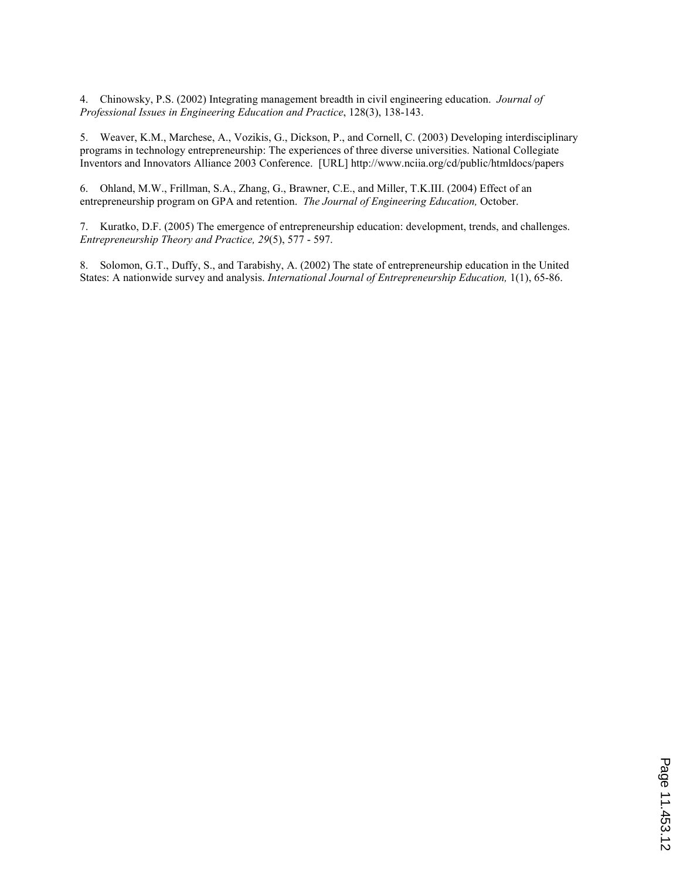4. Chinowsky, P.S. (2002) Integrating management breadth in civil engineering education. *Journal of Professional Issues in Engineering Education and Practice*, 128(3), 138-143.

5. Weaver, K.M., Marchese, A., Vozikis, G., Dickson, P., and Cornell, C. (2003) Developing interdisciplinary programs in technology entrepreneurship: The experiences of three diverse universities. National Collegiate Inventors and Innovators Alliance 2003 Conference. [URL] http://www.nciia.org/cd/public/htmldocs/papers

6. Ohland, M.W., Frillman, S.A., Zhang, G., Brawner, C.E., and Miller, T.K.III. (2004) Effect of an entrepreneurship program on GPA and retention. *The Journal of Engineering Education,* October.

7. Kuratko, D.F. (2005) The emergence of entrepreneurship education: development, trends, and challenges. *Entrepreneurship Theory and Practice, 29*(5), 577 - 597.

8. Solomon, G.T., Duffy, S., and Tarabishy, A. (2002) The state of entrepreneurship education in the United States: A nationwide survey and analysis. *International Journal of Entrepreneurship Education,* 1(1), 65-86.